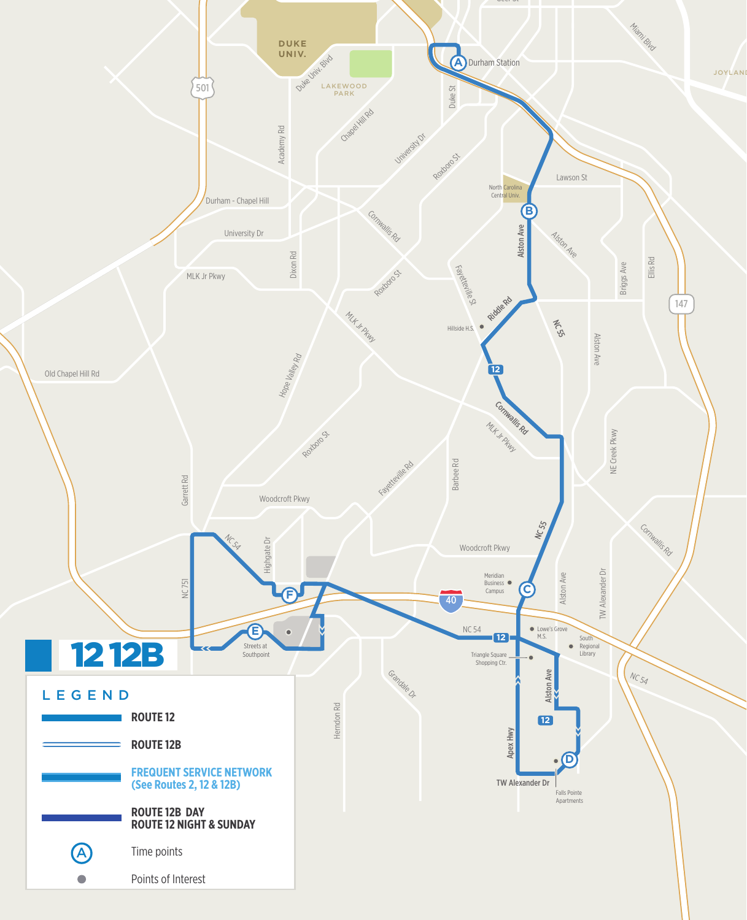# 12 12B

## LEGEND

- ROUTE 12
- ROUTE 12B
- FREQUENT SERVICE NETWORK (See Routes 2, 12 & 12B)
- ROUTE 12B DAY / ROUTE 12 NIGHT & SUNDAY
- Time points
- Points of Interest

Time points:

- A – Durham Station
- B – North Carolina Central Univ.
- C – Meridian Business Campus
- D – Falls Pointe Apartments
- E – Streets at Southpoint
- F – NC 54 / Highgate Dr

Points of Interest: Hillside H.S., Meridian Business Campus, Lowe's Grove M.S., South Regional Library, Triangle Square Shopping Ctr., Falls Pointe Apartments, Streets at Southpoint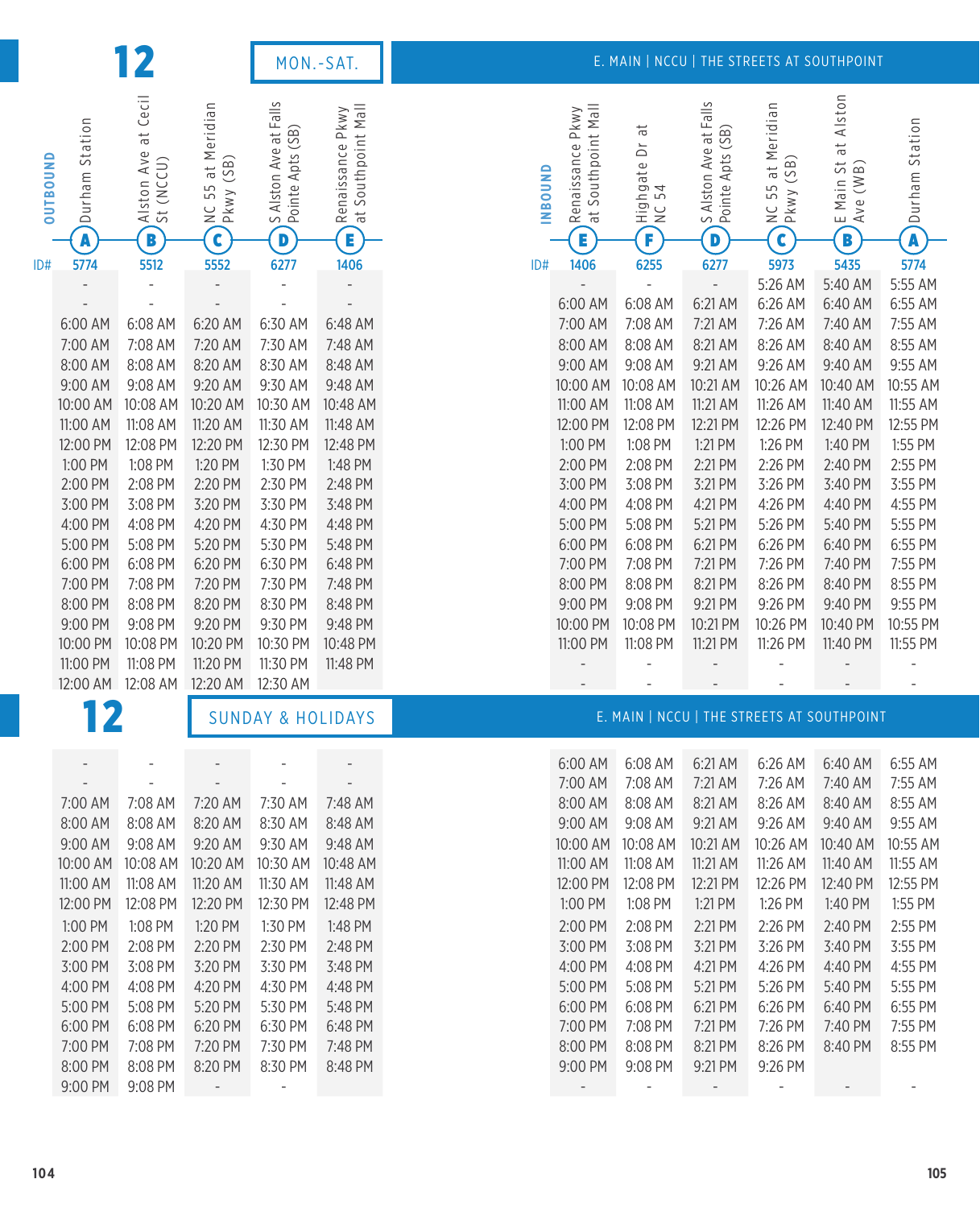# 12 MON.-SAT.

## E. MAIN | NCCU | THE STREETS AT SOUTHPOINT

### OUTBOUND

| ID# | Durham Station (A) 5774 | Alston Ave at Cecil St (NCCU) (B) 5512 | NC 55 at Meridian Pkwy (SB) (C) 5552 | S Alston Ave at Falls Pointe Apts (SB) (D) 6277 | Renaissance Pkwy at Southpoint Mall (E) 1406 |
|---|---|---|---|---|---|
| | - | - | - | - | - |
| | - | - | - | - | - |
| | 6:00 AM | 6:08 AM | 6:20 AM | 6:30 AM | 6:48 AM |
| | 7:00 AM | 7:08 AM | 7:20 AM | 7:30 AM | 7:48 AM |
| | 8:00 AM | 8:08 AM | 8:20 AM | 8:30 AM | 8:48 AM |
| | 9:00 AM | 9:08 AM | 9:20 AM | 9:30 AM | 9:48 AM |
| | 10:00 AM | 10:08 AM | 10:20 AM | 10:30 AM | 10:48 AM |
| | 11:00 AM | 11:08 AM | 11:20 AM | 11:30 AM | 11:48 AM |
| | 12:00 PM | 12:08 PM | 12:20 PM | 12:30 PM | 12:48 PM |
| | 1:00 PM | 1:08 PM | 1:20 PM | 1:30 PM | 1:48 PM |
| | 2:00 PM | 2:08 PM | 2:20 PM | 2:30 PM | 2:48 PM |
| | 3:00 PM | 3:08 PM | 3:20 PM | 3:30 PM | 3:48 PM |
| | 4:00 PM | 4:08 PM | 4:20 PM | 4:30 PM | 4:48 PM |
| | 5:00 PM | 5:08 PM | 5:20 PM | 5:30 PM | 5:48 PM |
| | 6:00 PM | 6:08 PM | 6:20 PM | 6:30 PM | 6:48 PM |
| | 7:00 PM | 7:08 PM | 7:20 PM | 7:30 PM | 7:48 PM |
| | 8:00 PM | 8:08 PM | 8:20 PM | 8:30 PM | 8:48 PM |
| | 9:00 PM | 9:08 PM | 9:20 PM | 9:30 PM | 9:48 PM |
| | 10:00 PM | 10:08 PM | 10:20 PM | 10:30 PM | 10:48 PM |
| | 11:00 PM | 11:08 PM | 11:20 PM | 11:30 PM | 11:48 PM |
| | 12:00 AM | 12:08 AM | 12:20 AM | 12:30 AM | |

### INBOUND

| ID# | Renaissance Pkwy at Southpoint Mall (E) 1406 | Highgate Dr at NC 54 (F) 6255 | S Alston Ave at Falls Pointe Apts (SB) (D) 6277 | NC 55 at Meridian Pkwy (SB) (C) 5973 | E Main St at Alston Ave (WB) (B) 5435 | Durham Station (A) 5774 |
|---|---|---|---|---|---|---|
| | - | - | - | 5:26 AM | 5:40 AM | 5:55 AM |
| | 6:00 AM | 6:08 AM | 6:21 AM | 6:26 AM | 6:40 AM | 6:55 AM |
| | 7:00 AM | 7:08 AM | 7:21 AM | 7:26 AM | 7:40 AM | 7:55 AM |
| | 8:00 AM | 8:08 AM | 8:21 AM | 8:26 AM | 8:40 AM | 8:55 AM |
| | 9:00 AM | 9:08 AM | 9:21 AM | 9:26 AM | 9:40 AM | 9:55 AM |
| | 10:00 AM | 10:08 AM | 10:21 AM | 10:26 AM | 10:40 AM | 10:55 AM |
| | 11:00 AM | 11:08 AM | 11:21 AM | 11:26 AM | 11:40 AM | 11:55 AM |
| | 12:00 PM | 12:08 PM | 12:21 PM | 12:26 PM | 12:40 PM | 12:55 PM |
| | 1:00 PM | 1:08 PM | 1:21 PM | 1:26 PM | 1:40 PM | 1:55 PM |
| | 2:00 PM | 2:08 PM | 2:21 PM | 2:26 PM | 2:40 PM | 2:55 PM |
| | 3:00 PM | 3:08 PM | 3:21 PM | 3:26 PM | 3:40 PM | 3:55 PM |
| | 4:00 PM | 4:08 PM | 4:21 PM | 4:26 PM | 4:40 PM | 4:55 PM |
| | 5:00 PM | 5:08 PM | 5:21 PM | 5:26 PM | 5:40 PM | 5:55 PM |
| | 6:00 PM | 6:08 PM | 6:21 PM | 6:26 PM | 6:40 PM | 6:55 PM |
| | 7:00 PM | 7:08 PM | 7:21 PM | 7:26 PM | 7:40 PM | 7:55 PM |
| | 8:00 PM | 8:08 PM | 8:21 PM | 8:26 PM | 8:40 PM | 8:55 PM |
| | 9:00 PM | 9:08 PM | 9:21 PM | 9:26 PM | 9:40 PM | 9:55 PM |
| | 10:00 PM | 10:08 PM | 10:21 PM | 10:26 PM | 10:40 PM | 10:55 PM |
| | 11:00 PM | 11:08 PM | 11:21 PM | 11:26 PM | 11:40 PM | 11:55 PM |
| | - | - | - | - | - | - |
| | - | - | - | - | - | - |

# 12 SUNDAY & HOLIDAYS

## E. MAIN | NCCU | THE STREETS AT SOUTHPOINT

### OUTBOUND

| Durham Station (A) 5774 | Alston Ave at Cecil St (NCCU) (B) 5512 | NC 55 at Meridian Pkwy (SB) (C) 5552 | S Alston Ave at Falls Pointe Apts (SB) (D) 6277 | Renaissance Pkwy at Southpoint Mall (E) 1406 |
|---|---|---|---|---|
| - | - | - | - | - |
| - | - | - | - | - |
| 7:00 AM | 7:08 AM | 7:20 AM | 7:30 AM | 7:48 AM |
| 8:00 AM | 8:08 AM | 8:20 AM | 8:30 AM | 8:48 AM |
| 9:00 AM | 9:08 AM | 9:20 AM | 9:30 AM | 9:48 AM |
| 10:00 AM | 10:08 AM | 10:20 AM | 10:30 AM | 10:48 AM |
| 11:00 AM | 11:08 AM | 11:20 AM | 11:30 AM | 11:48 AM |
| 12:00 PM | 12:08 PM | 12:20 PM | 12:30 PM | 12:48 PM |
| 1:00 PM | 1:08 PM | 1:20 PM | 1:30 PM | 1:48 PM |
| 2:00 PM | 2:08 PM | 2:20 PM | 2:30 PM | 2:48 PM |
| 3:00 PM | 3:08 PM | 3:20 PM | 3:30 PM | 3:48 PM |
| 4:00 PM | 4:08 PM | 4:20 PM | 4:30 PM | 4:48 PM |
| 5:00 PM | 5:08 PM | 5:20 PM | 5:30 PM | 5:48 PM |
| 6:00 PM | 6:08 PM | 6:20 PM | 6:30 PM | 6:48 PM |
| 7:00 PM | 7:08 PM | 7:20 PM | 7:30 PM | 7:48 PM |
| 8:00 PM | 8:08 PM | 8:20 PM | 8:30 PM | 8:48 PM |
| 9:00 PM | 9:08 PM | - | - | |

### INBOUND

| Renaissance Pkwy at Southpoint Mall (E) 1406 | Highgate Dr at NC 54 (F) 6255 | S Alston Ave at Falls Pointe Apts (SB) (D) 6277 | NC 55 at Meridian Pkwy (SB) (C) 5973 | E Main St at Alston Ave (WB) (B) 5435 | Durham Station (A) 5774 |
|---|---|---|---|---|---|
| 6:00 AM | 6:08 AM | 6:21 AM | 6:26 AM | 6:40 AM | 6:55 AM |
| 7:00 AM | 7:08 AM | 7:21 AM | 7:26 AM | 7:40 AM | 7:55 AM |
| 8:00 AM | 8:08 AM | 8:21 AM | 8:26 AM | 8:40 AM | 8:55 AM |
| 9:00 AM | 9:08 AM | 9:21 AM | 9:26 AM | 9:40 AM | 9:55 AM |
| 10:00 AM | 10:08 AM | 10:21 AM | 10:26 AM | 10:40 AM | 10:55 AM |
| 11:00 AM | 11:08 AM | 11:21 AM | 11:26 AM | 11:40 AM | 11:55 AM |
| 12:00 PM | 12:08 PM | 12:21 PM | 12:26 PM | 12:40 PM | 12:55 PM |
| 1:00 PM | 1:08 PM | 1:21 PM | 1:26 PM | 1:40 PM | 1:55 PM |
| 2:00 PM | 2:08 PM | 2:21 PM | 2:26 PM | 2:40 PM | 2:55 PM |
| 3:00 PM | 3:08 PM | 3:21 PM | 3:26 PM | 3:40 PM | 3:55 PM |
| 4:00 PM | 4:08 PM | 4:21 PM | 4:26 PM | 4:40 PM | 4:55 PM |
| 5:00 PM | 5:08 PM | 5:21 PM | 5:26 PM | 5:40 PM | 5:55 PM |
| 6:00 PM | 6:08 PM | 6:21 PM | 6:26 PM | 6:40 PM | 6:55 PM |
| 7:00 PM | 7:08 PM | 7:21 PM | 7:26 PM | 7:40 PM | 7:55 PM |
| 8:00 PM | 8:08 PM | 8:21 PM | 8:26 PM | 8:40 PM | 8:55 PM |
| 9:00 PM | 9:08 PM | 9:21 PM | 9:26 PM | | |
| - | - | - | - | - | - |